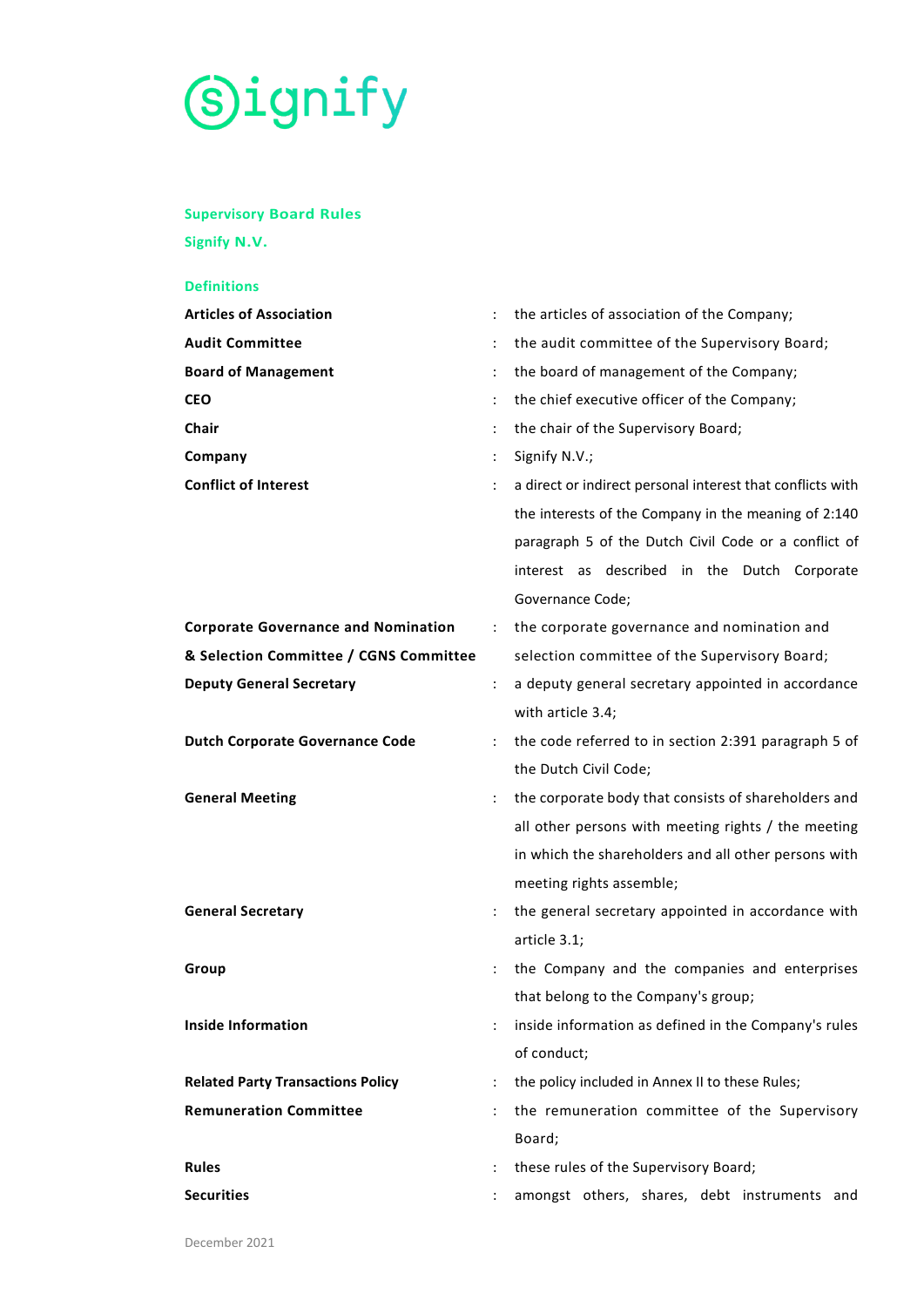Signify

# Supervisory Board Rules

## Signify N.V.

### Definitions

| | | |
|---|---|---|
| **Articles of Association** | : | the articles of association of the Company; |
| **Audit Committee** | : | the audit committee of the Supervisory Board; |
| **Board of Management** | : | the board of management of the Company; |
| **CEO** | : | the chief executive officer of the Company; |
| **Chair** | : | the chair of the Supervisory Board; |
| **Company** | : | Signify N.V.; |
| **Conflict of Interest** | : | a direct or indirect personal interest that conflicts with the interests of the Company in the meaning of 2:140 paragraph 5 of the Dutch Civil Code or a conflict of interest as described in the Dutch Corporate Governance Code; |
| **Corporate Governance and Nomination & Selection Committee / CGNS Committee** | : | the corporate governance and nomination and selection committee of the Supervisory Board; |
| **Deputy General Secretary** | : | a deputy general secretary appointed in accordance with article 3.4; |
| **Dutch Corporate Governance Code** | : | the code referred to in section 2:391 paragraph 5 of the Dutch Civil Code; |
| **General Meeting** | : | the corporate body that consists of shareholders and all other persons with meeting rights / the meeting in which the shareholders and all other persons with meeting rights assemble; |
| **General Secretary** | : | the general secretary appointed in accordance with article 3.1; |
| **Group** | : | the Company and the companies and enterprises that belong to the Company's group; |
| **Inside Information** | : | inside information as defined in the Company's rules of conduct; |
| **Related Party Transactions Policy** | : | the policy included in Annex II to these Rules; |
| **Remuneration Committee** | : | the remuneration committee of the Supervisory Board; |
| **Rules** | : | these rules of the Supervisory Board; |
| **Securities** | : | amongst others, shares, debt instruments and |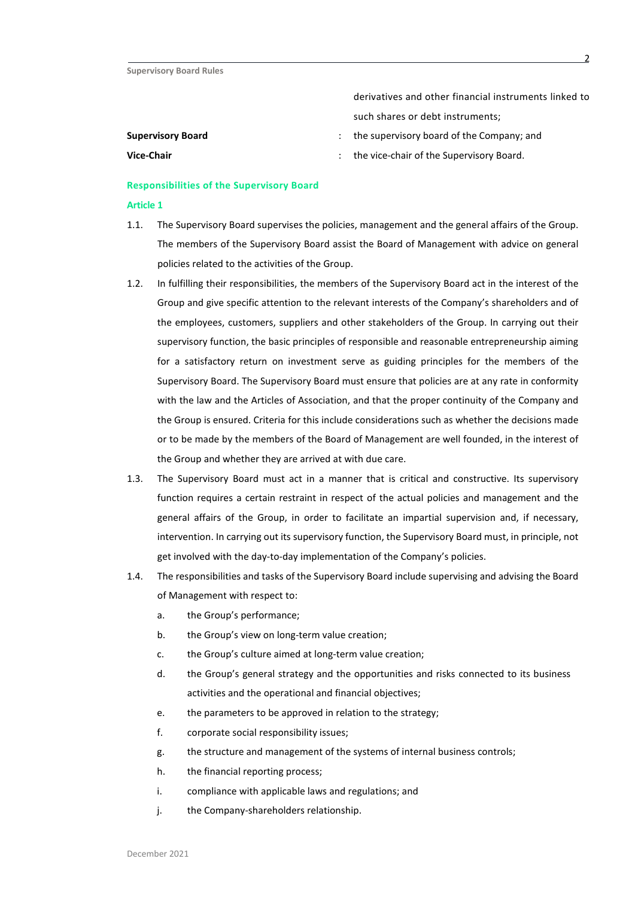derivatives and other financial instruments linked to such shares or debt instruments;

| | | |
|---|---|---|
| **Supervisory Board** | : | the supervisory board of the Company; and |
| **Vice-Chair** | : | the vice-chair of the Supervisory Board. |

## Responsibilities of the Supervisory Board

### Article 1

1.1. The Supervisory Board supervises the policies, management and the general affairs of the Group. The members of the Supervisory Board assist the Board of Management with advice on general policies related to the activities of the Group.

1.2. In fulfilling their responsibilities, the members of the Supervisory Board act in the interest of the Group and give specific attention to the relevant interests of the Company's shareholders and of the employees, customers, suppliers and other stakeholders of the Group. In carrying out their supervisory function, the basic principles of responsible and reasonable entrepreneurship aiming for a satisfactory return on investment serve as guiding principles for the members of the Supervisory Board. The Supervisory Board must ensure that policies are at any rate in conformity with the law and the Articles of Association, and that the proper continuity of the Company and the Group is ensured. Criteria for this include considerations such as whether the decisions made or to be made by the members of the Board of Management are well founded, in the interest of the Group and whether they are arrived at with due care.

1.3. The Supervisory Board must act in a manner that is critical and constructive. Its supervisory function requires a certain restraint in respect of the actual policies and management and the general affairs of the Group, in order to facilitate an impartial supervision and, if necessary, intervention. In carrying out its supervisory function, the Supervisory Board must, in principle, not get involved with the day-to-day implementation of the Company's policies.

1.4. The responsibilities and tasks of the Supervisory Board include supervising and advising the Board of Management with respect to:

   a. the Group's performance;

   b. the Group's view on long-term value creation;

   c. the Group's culture aimed at long-term value creation;

   d. the Group's general strategy and the opportunities and risks connected to its business activities and the operational and financial objectives;

   e. the parameters to be approved in relation to the strategy;

   f. corporate social responsibility issues;

   g. the structure and management of the systems of internal business controls;

   h. the financial reporting process;

   i. compliance with applicable laws and regulations; and

   j. the Company-shareholders relationship.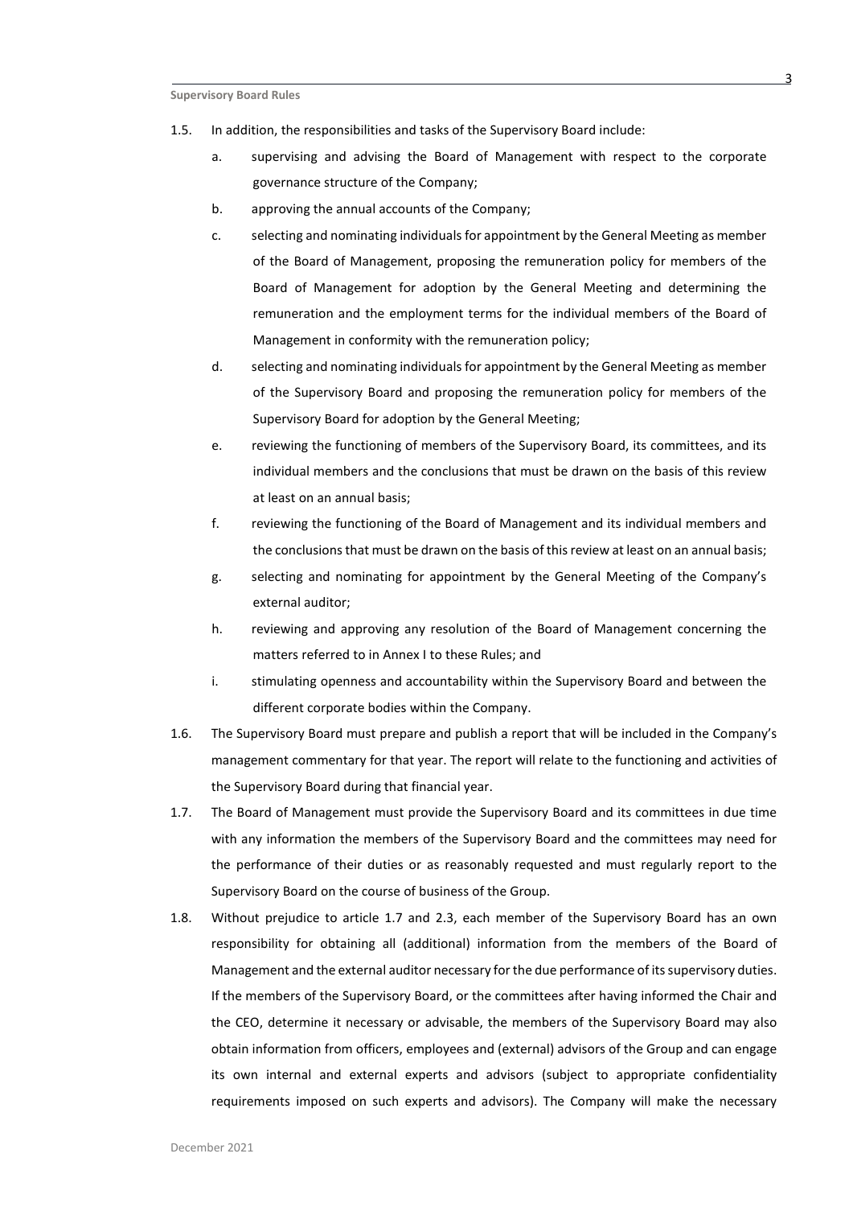1.5. In addition, the responsibilities and tasks of the Supervisory Board include:

a. supervising and advising the Board of Management with respect to the corporate governance structure of the Company;

b. approving the annual accounts of the Company;

c. selecting and nominating individuals for appointment by the General Meeting as member of the Board of Management, proposing the remuneration policy for members of the Board of Management for adoption by the General Meeting and determining the remuneration and the employment terms for the individual members of the Board of Management in conformity with the remuneration policy;

d. selecting and nominating individuals for appointment by the General Meeting as member of the Supervisory Board and proposing the remuneration policy for members of the Supervisory Board for adoption by the General Meeting;

e. reviewing the functioning of members of the Supervisory Board, its committees, and its individual members and the conclusions that must be drawn on the basis of this review at least on an annual basis;

f. reviewing the functioning of the Board of Management and its individual members and the conclusions that must be drawn on the basis of this review at least on an annual basis;

g. selecting and nominating for appointment by the General Meeting of the Company's external auditor;

h. reviewing and approving any resolution of the Board of Management concerning the matters referred to in Annex I to these Rules; and

i. stimulating openness and accountability within the Supervisory Board and between the different corporate bodies within the Company.

1.6. The Supervisory Board must prepare and publish a report that will be included in the Company's management commentary for that year. The report will relate to the functioning and activities of the Supervisory Board during that financial year.

1.7. The Board of Management must provide the Supervisory Board and its committees in due time with any information the members of the Supervisory Board and the committees may need for the performance of their duties or as reasonably requested and must regularly report to the Supervisory Board on the course of business of the Group.

1.8. Without prejudice to article 1.7 and 2.3, each member of the Supervisory Board has an own responsibility for obtaining all (additional) information from the members of the Board of Management and the external auditor necessary for the due performance of its supervisory duties. If the members of the Supervisory Board, or the committees after having informed the Chair and the CEO, determine it necessary or advisable, the members of the Supervisory Board may also obtain information from officers, employees and (external) advisors of the Group and can engage its own internal and external experts and advisors (subject to appropriate confidentiality requirements imposed on such experts and advisors). The Company will make the necessary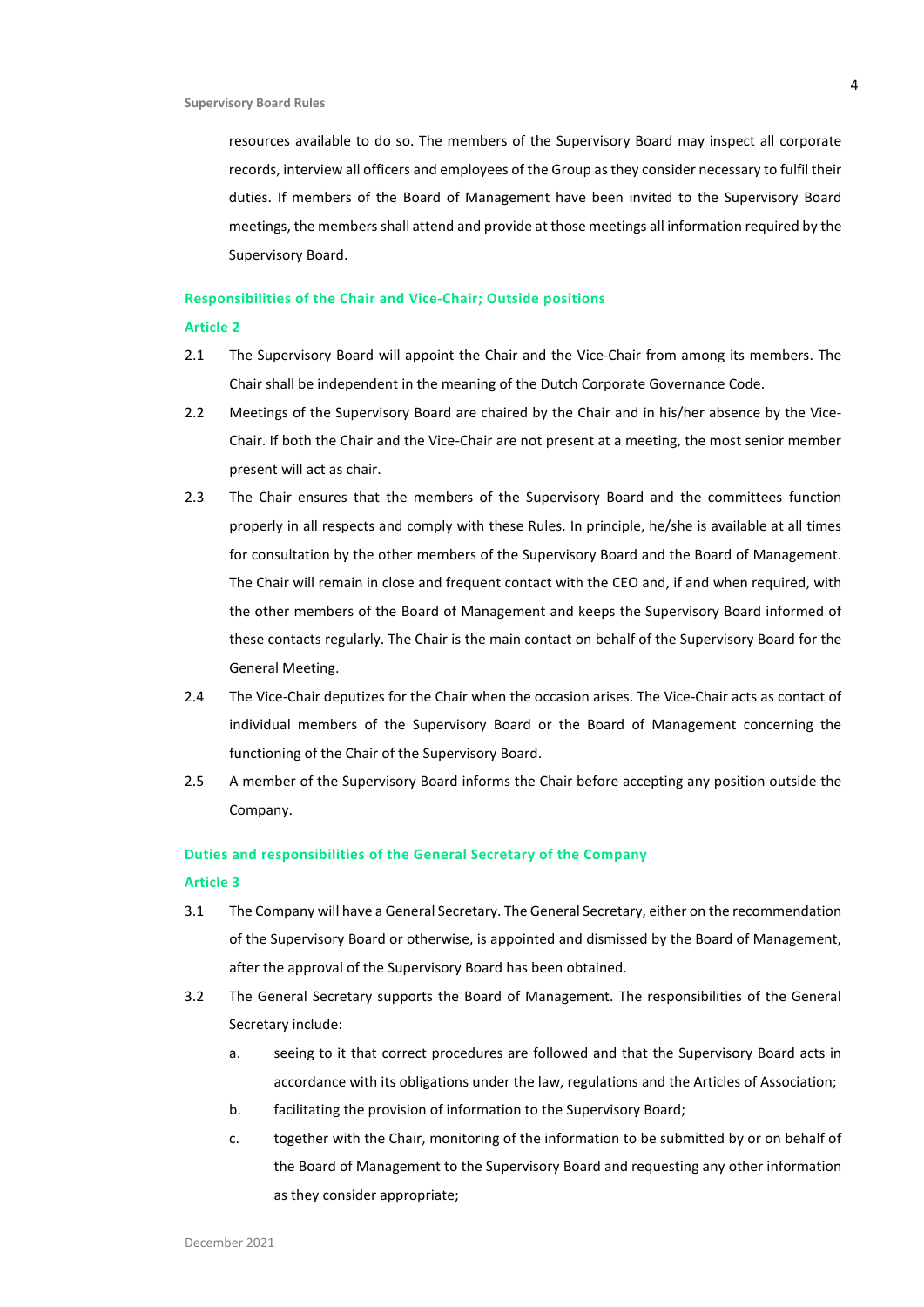resources available to do so. The members of the Supervisory Board may inspect all corporate records, interview all officers and employees of the Group as they consider necessary to fulfil their duties. If members of the Board of Management have been invited to the Supervisory Board meetings, the members shall attend and provide at those meetings all information required by the Supervisory Board.

## Responsibilities of the Chair and Vice-Chair; Outside positions

### Article 2

2.1 The Supervisory Board will appoint the Chair and the Vice-Chair from among its members. The Chair shall be independent in the meaning of the Dutch Corporate Governance Code.

2.2 Meetings of the Supervisory Board are chaired by the Chair and in his/her absence by the Vice-Chair. If both the Chair and the Vice-Chair are not present at a meeting, the most senior member present will act as chair.

2.3 The Chair ensures that the members of the Supervisory Board and the committees function properly in all respects and comply with these Rules. In principle, he/she is available at all times for consultation by the other members of the Supervisory Board and the Board of Management. The Chair will remain in close and frequent contact with the CEO and, if and when required, with the other members of the Board of Management and keeps the Supervisory Board informed of these contacts regularly. The Chair is the main contact on behalf of the Supervisory Board for the General Meeting.

2.4 The Vice-Chair deputizes for the Chair when the occasion arises. The Vice-Chair acts as contact of individual members of the Supervisory Board or the Board of Management concerning the functioning of the Chair of the Supervisory Board.

2.5 A member of the Supervisory Board informs the Chair before accepting any position outside the Company.

## Duties and responsibilities of the General Secretary of the Company

### Article 3

3.1 The Company will have a General Secretary. The General Secretary, either on the recommendation of the Supervisory Board or otherwise, is appointed and dismissed by the Board of Management, after the approval of the Supervisory Board has been obtained.

3.2 The General Secretary supports the Board of Management. The responsibilities of the General Secretary include:

   a. seeing to it that correct procedures are followed and that the Supervisory Board acts in accordance with its obligations under the law, regulations and the Articles of Association;

   b. facilitating the provision of information to the Supervisory Board;

   c. together with the Chair, monitoring of the information to be submitted by or on behalf of the Board of Management to the Supervisory Board and requesting any other information as they consider appropriate;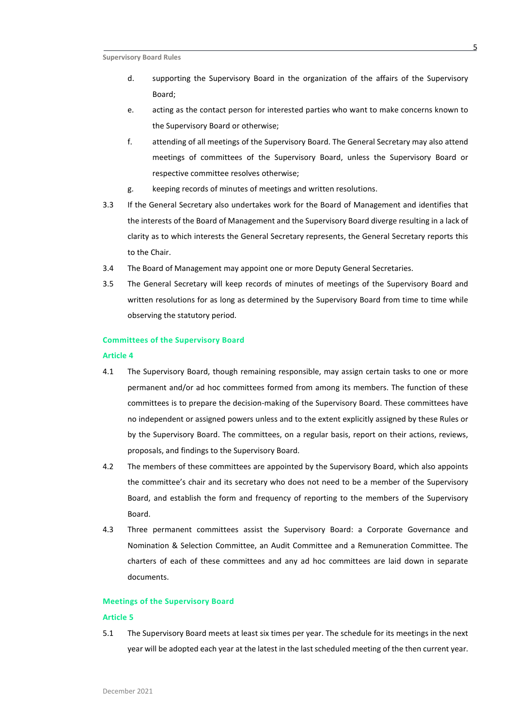d. supporting the Supervisory Board in the organization of the affairs of the Supervisory Board;

e. acting as the contact person for interested parties who want to make concerns known to the Supervisory Board or otherwise;

f. attending of all meetings of the Supervisory Board. The General Secretary may also attend meetings of committees of the Supervisory Board, unless the Supervisory Board or respective committee resolves otherwise;

g. keeping records of minutes of meetings and written resolutions.

3.3 If the General Secretary also undertakes work for the Board of Management and identifies that the interests of the Board of Management and the Supervisory Board diverge resulting in a lack of clarity as to which interests the General Secretary represents, the General Secretary reports this to the Chair.

3.4 The Board of Management may appoint one or more Deputy General Secretaries.

3.5 The General Secretary will keep records of minutes of meetings of the Supervisory Board and written resolutions for as long as determined by the Supervisory Board from time to time while observing the statutory period.

## Committees of the Supervisory Board

### Article 4

4.1 The Supervisory Board, though remaining responsible, may assign certain tasks to one or more permanent and/or ad hoc committees formed from among its members. The function of these committees is to prepare the decision-making of the Supervisory Board. These committees have no independent or assigned powers unless and to the extent explicitly assigned by these Rules or by the Supervisory Board. The committees, on a regular basis, report on their actions, reviews, proposals, and findings to the Supervisory Board.

4.2 The members of these committees are appointed by the Supervisory Board, which also appoints the committee's chair and its secretary who does not need to be a member of the Supervisory Board, and establish the form and frequency of reporting to the members of the Supervisory Board.

4.3 Three permanent committees assist the Supervisory Board: a Corporate Governance and Nomination & Selection Committee, an Audit Committee and a Remuneration Committee. The charters of each of these committees and any ad hoc committees are laid down in separate documents.

## Meetings of the Supervisory Board

### Article 5

5.1 The Supervisory Board meets at least six times per year. The schedule for its meetings in the next year will be adopted each year at the latest in the last scheduled meeting of the then current year.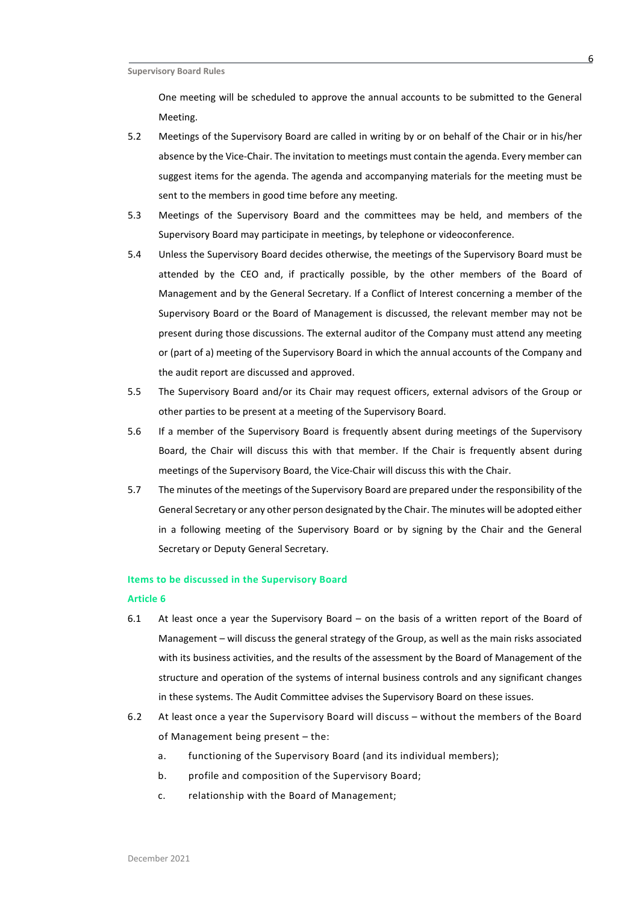One meeting will be scheduled to approve the annual accounts to be submitted to the General Meeting.

5.2 Meetings of the Supervisory Board are called in writing by or on behalf of the Chair or in his/her absence by the Vice-Chair. The invitation to meetings must contain the agenda. Every member can suggest items for the agenda. The agenda and accompanying materials for the meeting must be sent to the members in good time before any meeting.

5.3 Meetings of the Supervisory Board and the committees may be held, and members of the Supervisory Board may participate in meetings, by telephone or videoconference.

5.4 Unless the Supervisory Board decides otherwise, the meetings of the Supervisory Board must be attended by the CEO and, if practically possible, by the other members of the Board of Management and by the General Secretary. If a Conflict of Interest concerning a member of the Supervisory Board or the Board of Management is discussed, the relevant member may not be present during those discussions. The external auditor of the Company must attend any meeting or (part of a) meeting of the Supervisory Board in which the annual accounts of the Company and the audit report are discussed and approved.

5.5 The Supervisory Board and/or its Chair may request officers, external advisors of the Group or other parties to be present at a meeting of the Supervisory Board.

5.6 If a member of the Supervisory Board is frequently absent during meetings of the Supervisory Board, the Chair will discuss this with that member. If the Chair is frequently absent during meetings of the Supervisory Board, the Vice-Chair will discuss this with the Chair.

5.7 The minutes of the meetings of the Supervisory Board are prepared under the responsibility of the General Secretary or any other person designated by the Chair. The minutes will be adopted either in a following meeting of the Supervisory Board or by signing by the Chair and the General Secretary or Deputy General Secretary.

## Items to be discussed in the Supervisory Board

### Article 6

6.1 At least once a year the Supervisory Board – on the basis of a written report of the Board of Management – will discuss the general strategy of the Group, as well as the main risks associated with its business activities, and the results of the assessment by the Board of Management of the structure and operation of the systems of internal business controls and any significant changes in these systems. The Audit Committee advises the Supervisory Board on these issues.

6.2 At least once a year the Supervisory Board will discuss – without the members of the Board of Management being present – the:

   a. functioning of the Supervisory Board (and its individual members);

   b. profile and composition of the Supervisory Board;

   c. relationship with the Board of Management;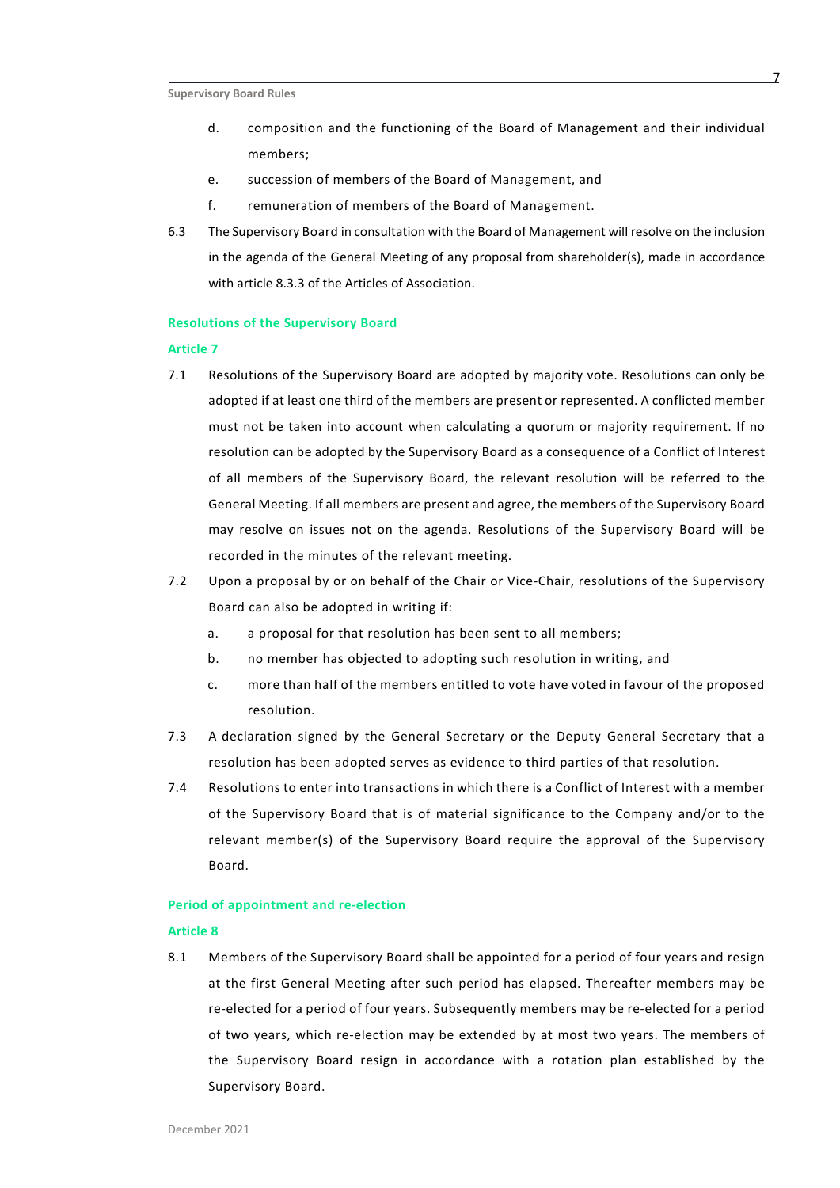d. composition and the functioning of the Board of Management and their individual members;

e. succession of members of the Board of Management, and

f. remuneration of members of the Board of Management.

6.3 The Supervisory Board in consultation with the Board of Management will resolve on the inclusion in the agenda of the General Meeting of any proposal from shareholder(s), made in accordance with article 8.3.3 of the Articles of Association.

## Resolutions of the Supervisory Board

### Article 7

7.1 Resolutions of the Supervisory Board are adopted by majority vote. Resolutions can only be adopted if at least one third of the members are present or represented. A conflicted member must not be taken into account when calculating a quorum or majority requirement. If no resolution can be adopted by the Supervisory Board as a consequence of a Conflict of Interest of all members of the Supervisory Board, the relevant resolution will be referred to the General Meeting. If all members are present and agree, the members of the Supervisory Board may resolve on issues not on the agenda. Resolutions of the Supervisory Board will be recorded in the minutes of the relevant meeting.

7.2 Upon a proposal by or on behalf of the Chair or Vice-Chair, resolutions of the Supervisory Board can also be adopted in writing if:

a. a proposal for that resolution has been sent to all members;

b. no member has objected to adopting such resolution in writing, and

c. more than half of the members entitled to vote have voted in favour of the proposed resolution.

7.3 A declaration signed by the General Secretary or the Deputy General Secretary that a resolution has been adopted serves as evidence to third parties of that resolution.

7.4 Resolutions to enter into transactions in which there is a Conflict of Interest with a member of the Supervisory Board that is of material significance to the Company and/or to the relevant member(s) of the Supervisory Board require the approval of the Supervisory Board.

## Period of appointment and re-election

### Article 8

8.1 Members of the Supervisory Board shall be appointed for a period of four years and resign at the first General Meeting after such period has elapsed. Thereafter members may be re-elected for a period of four years. Subsequently members may be re-elected for a period of two years, which re-election may be extended by at most two years. The members of the Supervisory Board resign in accordance with a rotation plan established by the Supervisory Board.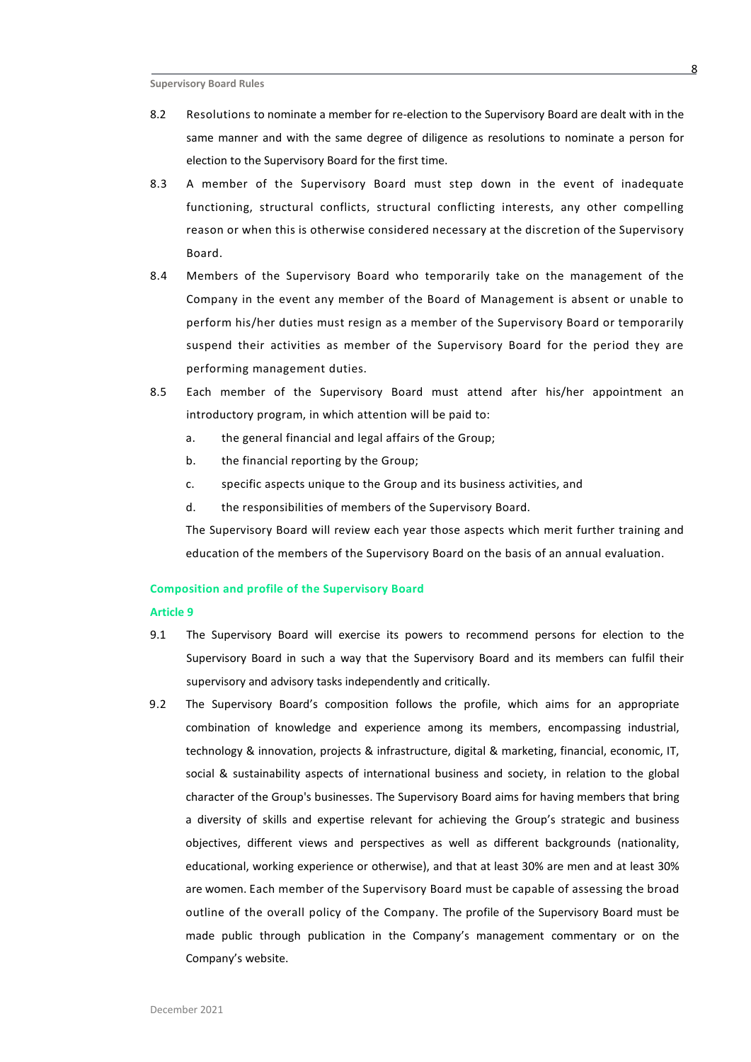8.2 Resolutions to nominate a member for re-election to the Supervisory Board are dealt with in the same manner and with the same degree of diligence as resolutions to nominate a person for election to the Supervisory Board for the first time.

8.3 A member of the Supervisory Board must step down in the event of inadequate functioning, structural conflicts, structural conflicting interests, any other compelling reason or when this is otherwise considered necessary at the discretion of the Supervisory Board.

8.4 Members of the Supervisory Board who temporarily take on the management of the Company in the event any member of the Board of Management is absent or unable to perform his/her duties must resign as a member of the Supervisory Board or temporarily suspend their activities as member of the Supervisory Board for the period they are performing management duties.

8.5 Each member of the Supervisory Board must attend after his/her appointment an introductory program, in which attention will be paid to:

a. the general financial and legal affairs of the Group;

b. the financial reporting by the Group;

c. specific aspects unique to the Group and its business activities, and

d. the responsibilities of members of the Supervisory Board.

The Supervisory Board will review each year those aspects which merit further training and education of the members of the Supervisory Board on the basis of an annual evaluation.

## Composition and profile of the Supervisory Board

### Article 9

9.1 The Supervisory Board will exercise its powers to recommend persons for election to the Supervisory Board in such a way that the Supervisory Board and its members can fulfil their supervisory and advisory tasks independently and critically.

9.2 The Supervisory Board's composition follows the profile, which aims for an appropriate combination of knowledge and experience among its members, encompassing industrial, technology & innovation, projects & infrastructure, digital & marketing, financial, economic, IT, social & sustainability aspects of international business and society, in relation to the global character of the Group's businesses. The Supervisory Board aims for having members that bring a diversity of skills and expertise relevant for achieving the Group's strategic and business objectives, different views and perspectives as well as different backgrounds (nationality, educational, working experience or otherwise), and that at least 30% are men and at least 30% are women. Each member of the Supervisory Board must be capable of assessing the broad outline of the overall policy of the Company. The profile of the Supervisory Board must be made public through publication in the Company's management commentary or on the Company's website.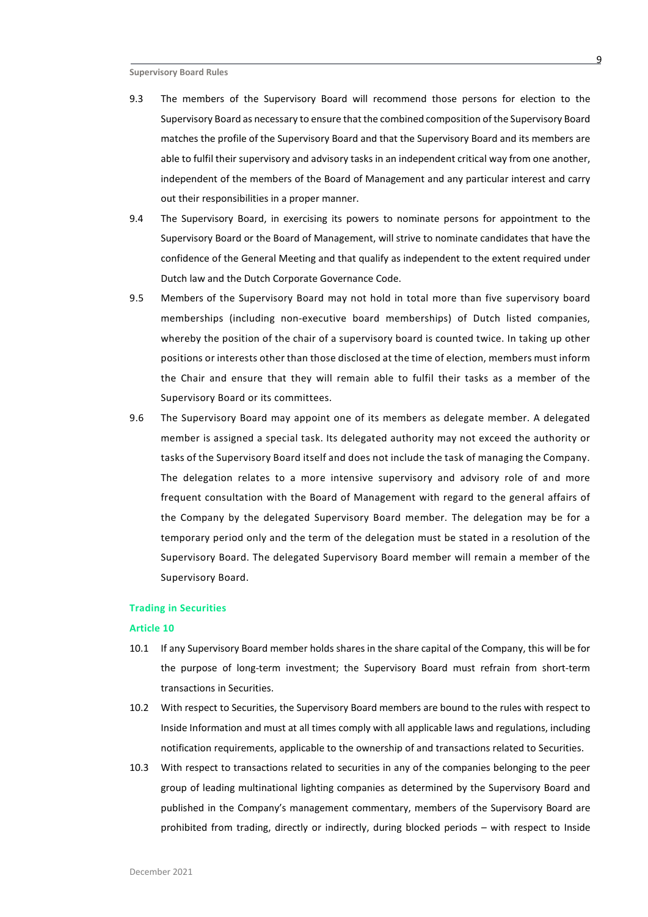9.3 The members of the Supervisory Board will recommend those persons for election to the Supervisory Board as necessary to ensure that the combined composition of the Supervisory Board matches the profile of the Supervisory Board and that the Supervisory Board and its members are able to fulfil their supervisory and advisory tasks in an independent critical way from one another, independent of the members of the Board of Management and any particular interest and carry out their responsibilities in a proper manner.

9.4 The Supervisory Board, in exercising its powers to nominate persons for appointment to the Supervisory Board or the Board of Management, will strive to nominate candidates that have the confidence of the General Meeting and that qualify as independent to the extent required under Dutch law and the Dutch Corporate Governance Code.

9.5 Members of the Supervisory Board may not hold in total more than five supervisory board memberships (including non-executive board memberships) of Dutch listed companies, whereby the position of the chair of a supervisory board is counted twice. In taking up other positions or interests other than those disclosed at the time of election, members must inform the Chair and ensure that they will remain able to fulfil their tasks as a member of the Supervisory Board or its committees.

9.6 The Supervisory Board may appoint one of its members as delegate member. A delegated member is assigned a special task. Its delegated authority may not exceed the authority or tasks of the Supervisory Board itself and does not include the task of managing the Company. The delegation relates to a more intensive supervisory and advisory role of and more frequent consultation with the Board of Management with regard to the general affairs of the Company by the delegated Supervisory Board member. The delegation may be for a temporary period only and the term of the delegation must be stated in a resolution of the Supervisory Board. The delegated Supervisory Board member will remain a member of the Supervisory Board.

## Trading in Securities

### Article 10

10.1 If any Supervisory Board member holds shares in the share capital of the Company, this will be for the purpose of long-term investment; the Supervisory Board must refrain from short-term transactions in Securities.

10.2 With respect to Securities, the Supervisory Board members are bound to the rules with respect to Inside Information and must at all times comply with all applicable laws and regulations, including notification requirements, applicable to the ownership of and transactions related to Securities.

10.3 With respect to transactions related to securities in any of the companies belonging to the peer group of leading multinational lighting companies as determined by the Supervisory Board and published in the Company's management commentary, members of the Supervisory Board are prohibited from trading, directly or indirectly, during blocked periods – with respect to Inside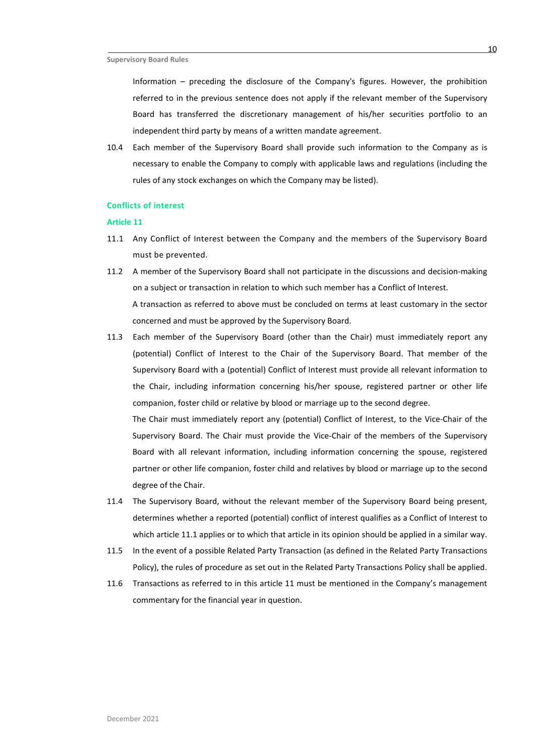Information – preceding the disclosure of the Company's figures. However, the prohibition referred to in the previous sentence does not apply if the relevant member of the Supervisory Board has transferred the discretionary management of his/her securities portfolio to an independent third party by means of a written mandate agreement.

10.4 Each member of the Supervisory Board shall provide such information to the Company as is necessary to enable the Company to comply with applicable laws and regulations (including the rules of any stock exchanges on which the Company may be listed).

## Conflicts of interest

### Article 11

11.1 Any Conflict of Interest between the Company and the members of the Supervisory Board must be prevented.

11.2 A member of the Supervisory Board shall not participate in the discussions and decision-making on a subject or transaction in relation to which such member has a Conflict of Interest.

A transaction as referred to above must be concluded on terms at least customary in the sector concerned and must be approved by the Supervisory Board.

11.3 Each member of the Supervisory Board (other than the Chair) must immediately report any (potential) Conflict of Interest to the Chair of the Supervisory Board. That member of the Supervisory Board with a (potential) Conflict of Interest must provide all relevant information to the Chair, including information concerning his/her spouse, registered partner or other life companion, foster child or relative by blood or marriage up to the second degree.

The Chair must immediately report any (potential) Conflict of Interest, to the Vice-Chair of the Supervisory Board. The Chair must provide the Vice-Chair of the members of the Supervisory Board with all relevant information, including information concerning the spouse, registered partner or other life companion, foster child and relatives by blood or marriage up to the second degree of the Chair.

11.4 The Supervisory Board, without the relevant member of the Supervisory Board being present, determines whether a reported (potential) conflict of interest qualifies as a Conflict of Interest to which article 11.1 applies or to which that article in its opinion should be applied in a similar way.

11.5 In the event of a possible Related Party Transaction (as defined in the Related Party Transactions Policy), the rules of procedure as set out in the Related Party Transactions Policy shall be applied.

11.6 Transactions as referred to in this article 11 must be mentioned in the Company's management commentary for the financial year in question.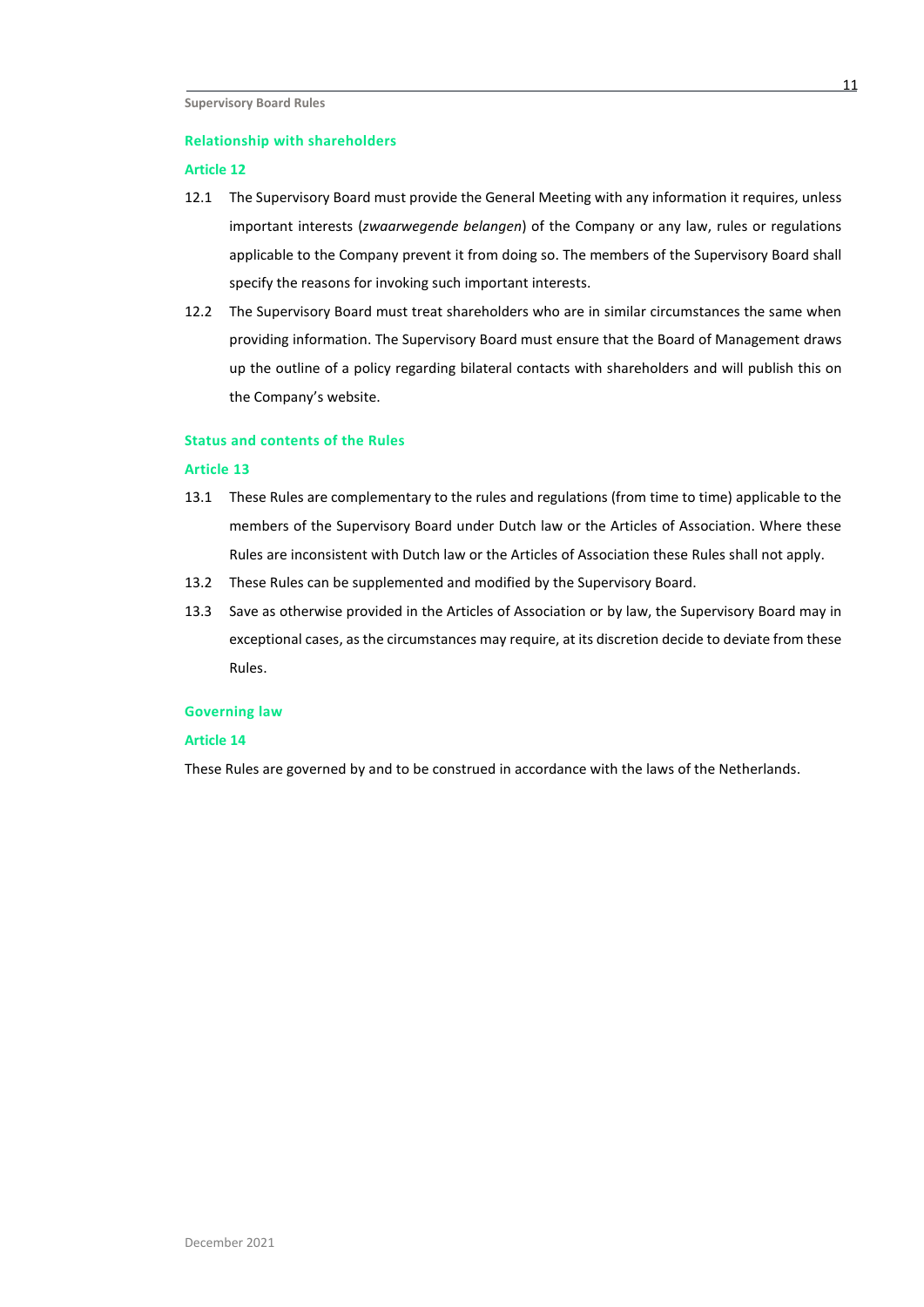## Relationship with shareholders

### Article 12

12.1 The Supervisory Board must provide the General Meeting with any information it requires, unless important interests (*zwaarwegende belangen*) of the Company or any law, rules or regulations applicable to the Company prevent it from doing so. The members of the Supervisory Board shall specify the reasons for invoking such important interests.

12.2 The Supervisory Board must treat shareholders who are in similar circumstances the same when providing information. The Supervisory Board must ensure that the Board of Management draws up the outline of a policy regarding bilateral contacts with shareholders and will publish this on the Company's website.

## Status and contents of the Rules

### Article 13

13.1 These Rules are complementary to the rules and regulations (from time to time) applicable to the members of the Supervisory Board under Dutch law or the Articles of Association. Where these Rules are inconsistent with Dutch law or the Articles of Association these Rules shall not apply.

13.2 These Rules can be supplemented and modified by the Supervisory Board.

13.3 Save as otherwise provided in the Articles of Association or by law, the Supervisory Board may in exceptional cases, as the circumstances may require, at its discretion decide to deviate from these Rules.

## Governing law

### Article 14

These Rules are governed by and to be construed in accordance with the laws of the Netherlands.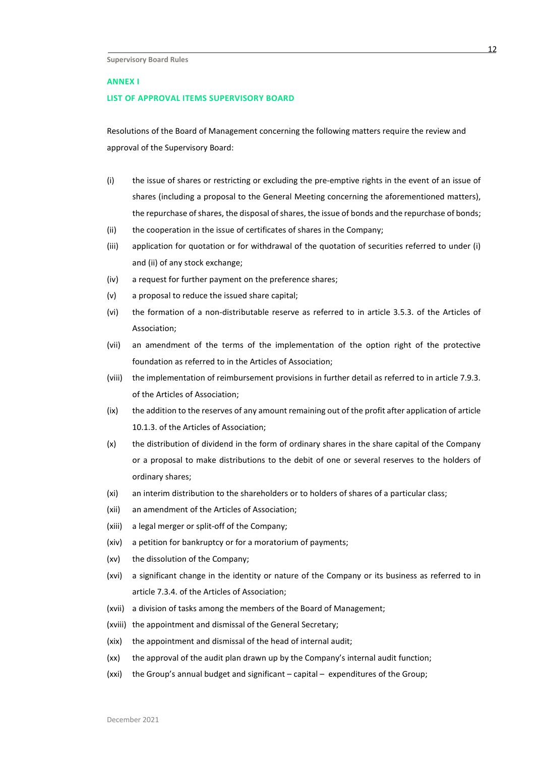## ANNEX I

## LIST OF APPROVAL ITEMS SUPERVISORY BOARD

Resolutions of the Board of Management concerning the following matters require the review and approval of the Supervisory Board:

(i) the issue of shares or restricting or excluding the pre-emptive rights in the event of an issue of shares (including a proposal to the General Meeting concerning the aforementioned matters), the repurchase of shares, the disposal of shares, the issue of bonds and the repurchase of bonds;

(ii) the cooperation in the issue of certificates of shares in the Company;

(iii) application for quotation or for withdrawal of the quotation of securities referred to under (i) and (ii) of any stock exchange;

(iv) a request for further payment on the preference shares;

(v) a proposal to reduce the issued share capital;

(vi) the formation of a non-distributable reserve as referred to in article 3.5.3. of the Articles of Association;

(vii) an amendment of the terms of the implementation of the option right of the protective foundation as referred to in the Articles of Association;

(viii) the implementation of reimbursement provisions in further detail as referred to in article 7.9.3. of the Articles of Association;

(ix) the addition to the reserves of any amount remaining out of the profit after application of article 10.1.3. of the Articles of Association;

(x) the distribution of dividend in the form of ordinary shares in the share capital of the Company or a proposal to make distributions to the debit of one or several reserves to the holders of ordinary shares;

(xi) an interim distribution to the shareholders or to holders of shares of a particular class;

(xii) an amendment of the Articles of Association;

(xiii) a legal merger or split-off of the Company;

(xiv) a petition for bankruptcy or for a moratorium of payments;

(xv) the dissolution of the Company;

(xvi) a significant change in the identity or nature of the Company or its business as referred to in article 7.3.4. of the Articles of Association;

(xvii) a division of tasks among the members of the Board of Management;

(xviii) the appointment and dismissal of the General Secretary;

(xix) the appointment and dismissal of the head of internal audit;

(xx) the approval of the audit plan drawn up by the Company's internal audit function;

(xxi) the Group's annual budget and significant – capital – expenditures of the Group;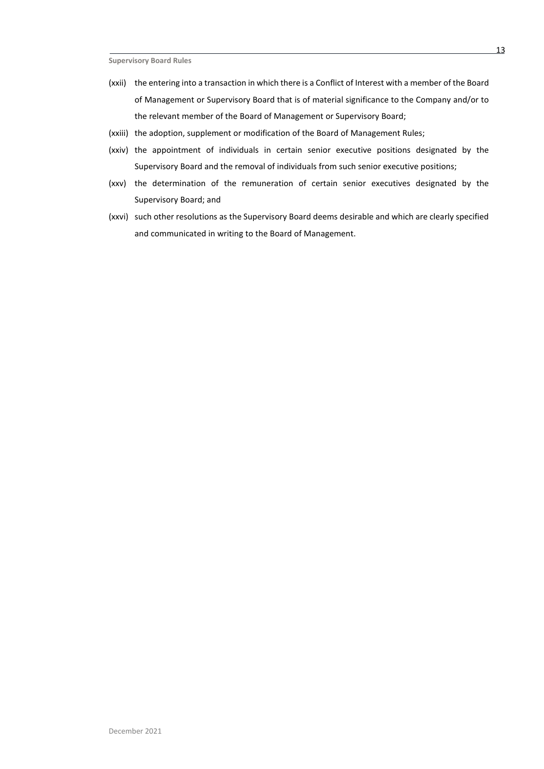(xxii) the entering into a transaction in which there is a Conflict of Interest with a member of the Board of Management or Supervisory Board that is of material significance to the Company and/or to the relevant member of the Board of Management or Supervisory Board;

(xxiii) the adoption, supplement or modification of the Board of Management Rules;

(xxiv) the appointment of individuals in certain senior executive positions designated by the Supervisory Board and the removal of individuals from such senior executive positions;

(xxv) the determination of the remuneration of certain senior executives designated by the Supervisory Board; and

(xxvi) such other resolutions as the Supervisory Board deems desirable and which are clearly specified and communicated in writing to the Board of Management.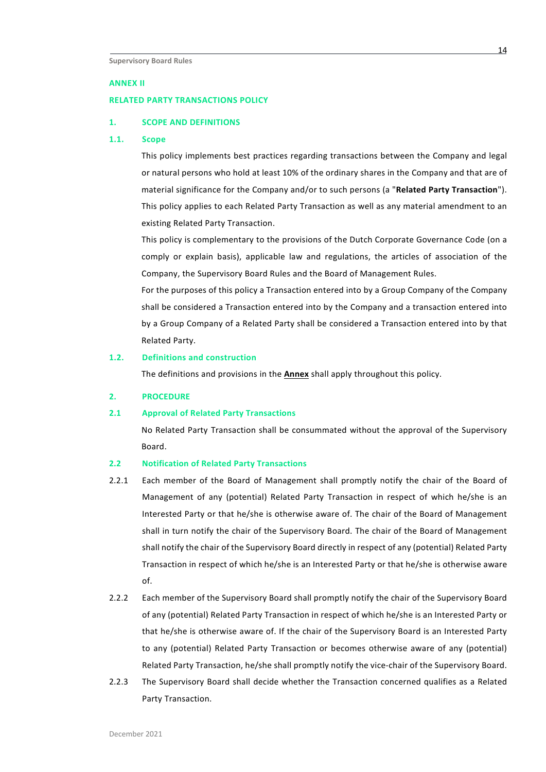## ANNEX II

## RELATED PARTY TRANSACTIONS POLICY

### 1. SCOPE AND DEFINITIONS

#### 1.1. Scope

This policy implements best practices regarding transactions between the Company and legal or natural persons who hold at least 10% of the ordinary shares in the Company and that are of material significance for the Company and/or to such persons (a "**Related Party Transaction**"). This policy applies to each Related Party Transaction as well as any material amendment to an existing Related Party Transaction.

This policy is complementary to the provisions of the Dutch Corporate Governance Code (on a comply or explain basis), applicable law and regulations, the articles of association of the Company, the Supervisory Board Rules and the Board of Management Rules.

For the purposes of this policy a Transaction entered into by a Group Company of the Company shall be considered a Transaction entered into by the Company and a transaction entered into by a Group Company of a Related Party shall be considered a Transaction entered into by that Related Party.

#### 1.2. Definitions and construction

The definitions and provisions in the **Annex** shall apply throughout this policy.

### 2. PROCEDURE

#### 2.1 Approval of Related Party Transactions

No Related Party Transaction shall be consummated without the approval of the Supervisory Board.

#### 2.2 Notification of Related Party Transactions

2.2.1 Each member of the Board of Management shall promptly notify the chair of the Board of Management of any (potential) Related Party Transaction in respect of which he/she is an Interested Party or that he/she is otherwise aware of. The chair of the Board of Management shall in turn notify the chair of the Supervisory Board. The chair of the Board of Management shall notify the chair of the Supervisory Board directly in respect of any (potential) Related Party Transaction in respect of which he/she is an Interested Party or that he/she is otherwise aware of.

2.2.2 Each member of the Supervisory Board shall promptly notify the chair of the Supervisory Board of any (potential) Related Party Transaction in respect of which he/she is an Interested Party or that he/she is otherwise aware of. If the chair of the Supervisory Board is an Interested Party to any (potential) Related Party Transaction or becomes otherwise aware of any (potential) Related Party Transaction, he/she shall promptly notify the vice-chair of the Supervisory Board.

2.2.3 The Supervisory Board shall decide whether the Transaction concerned qualifies as a Related Party Transaction.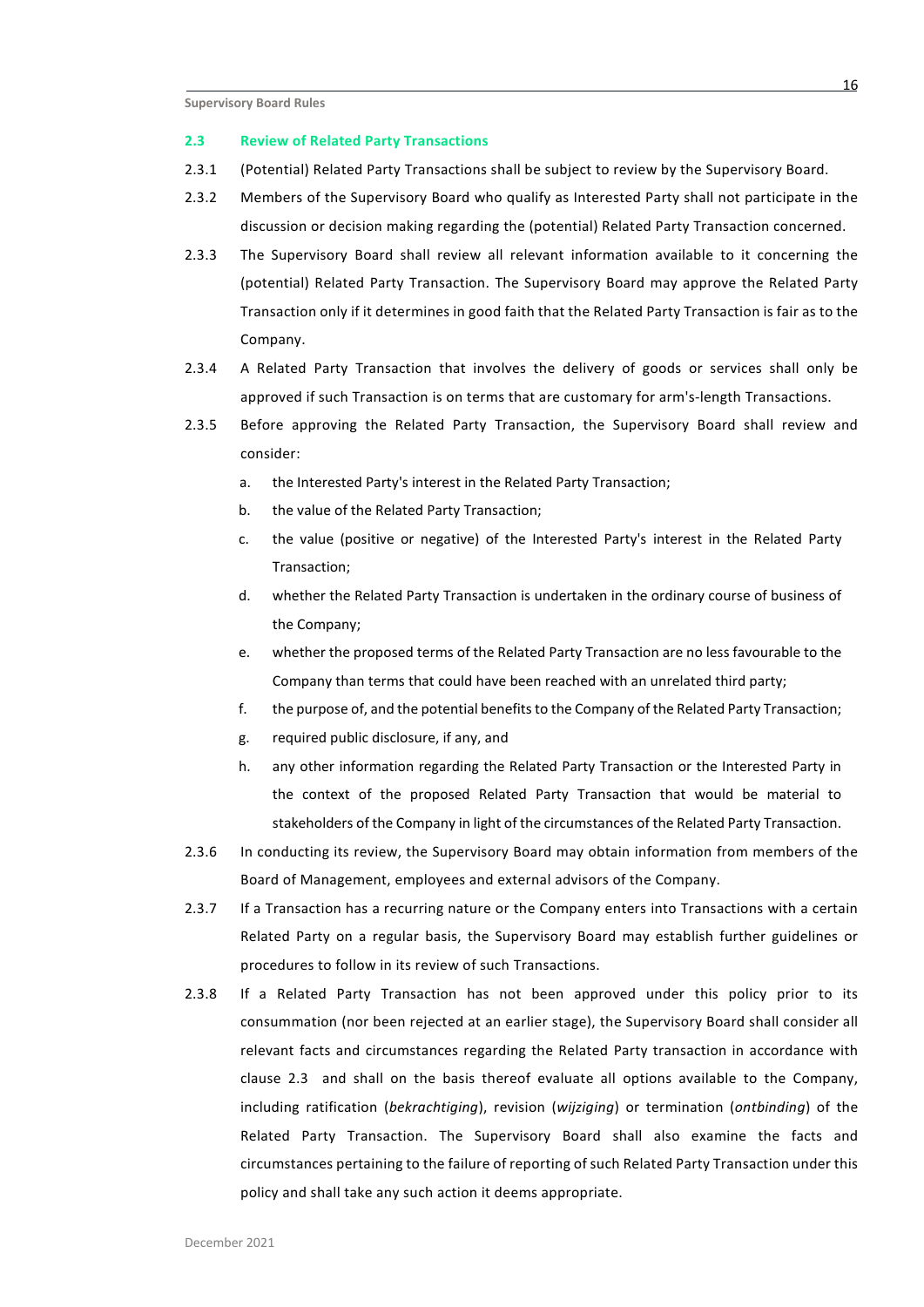## 2.3 Review of Related Party Transactions

2.3.1 (Potential) Related Party Transactions shall be subject to review by the Supervisory Board.

2.3.2 Members of the Supervisory Board who qualify as Interested Party shall not participate in the discussion or decision making regarding the (potential) Related Party Transaction concerned.

2.3.3 The Supervisory Board shall review all relevant information available to it concerning the (potential) Related Party Transaction. The Supervisory Board may approve the Related Party Transaction only if it determines in good faith that the Related Party Transaction is fair as to the Company.

2.3.4 A Related Party Transaction that involves the delivery of goods or services shall only be approved if such Transaction is on terms that are customary for arm's-length Transactions.

2.3.5 Before approving the Related Party Transaction, the Supervisory Board shall review and consider:

a. the Interested Party's interest in the Related Party Transaction;

b. the value of the Related Party Transaction;

c. the value (positive or negative) of the Interested Party's interest in the Related Party Transaction;

d. whether the Related Party Transaction is undertaken in the ordinary course of business of the Company;

e. whether the proposed terms of the Related Party Transaction are no less favourable to the Company than terms that could have been reached with an unrelated third party;

f. the purpose of, and the potential benefits to the Company of the Related Party Transaction;

g. required public disclosure, if any, and

h. any other information regarding the Related Party Transaction or the Interested Party in the context of the proposed Related Party Transaction that would be material to stakeholders of the Company in light of the circumstances of the Related Party Transaction.

2.3.6 In conducting its review, the Supervisory Board may obtain information from members of the Board of Management, employees and external advisors of the Company.

2.3.7 If a Transaction has a recurring nature or the Company enters into Transactions with a certain Related Party on a regular basis, the Supervisory Board may establish further guidelines or procedures to follow in its review of such Transactions.

2.3.8 If a Related Party Transaction has not been approved under this policy prior to its consummation (nor been rejected at an earlier stage), the Supervisory Board shall consider all relevant facts and circumstances regarding the Related Party transaction in accordance with clause 2.3 and shall on the basis thereof evaluate all options available to the Company, including ratification (*bekrachtiging*), revision (*wijziging*) or termination (*ontbinding*) of the Related Party Transaction. The Supervisory Board shall also examine the facts and circumstances pertaining to the failure of reporting of such Related Party Transaction under this policy and shall take any such action it deems appropriate.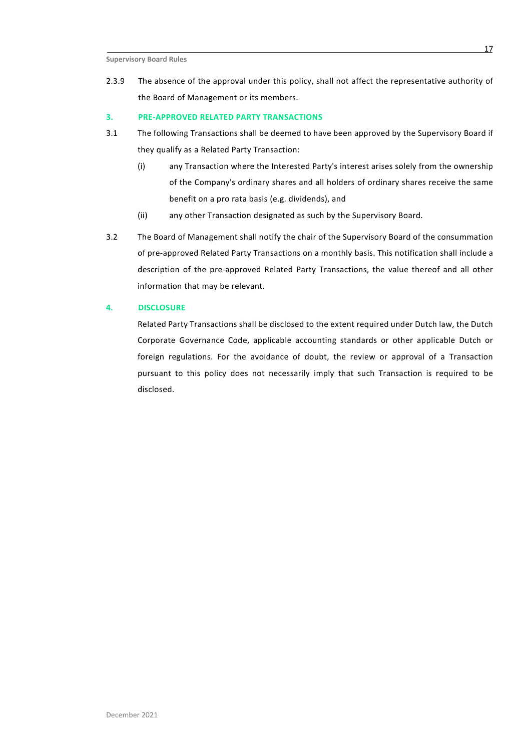2.3.9 The absence of the approval under this policy, shall not affect the representative authority of the Board of Management or its members.

## 3. PRE-APPROVED RELATED PARTY TRANSACTIONS

3.1 The following Transactions shall be deemed to have been approved by the Supervisory Board if they qualify as a Related Party Transaction:

(i) any Transaction where the Interested Party's interest arises solely from the ownership of the Company's ordinary shares and all holders of ordinary shares receive the same benefit on a pro rata basis (e.g. dividends), and

(ii) any other Transaction designated as such by the Supervisory Board.

3.2 The Board of Management shall notify the chair of the Supervisory Board of the consummation of pre-approved Related Party Transactions on a monthly basis. This notification shall include a description of the pre-approved Related Party Transactions, the value thereof and all other information that may be relevant.

## 4. DISCLOSURE

Related Party Transactions shall be disclosed to the extent required under Dutch law, the Dutch Corporate Governance Code, applicable accounting standards or other applicable Dutch or foreign regulations. For the avoidance of doubt, the review or approval of a Transaction pursuant to this policy does not necessarily imply that such Transaction is required to be disclosed.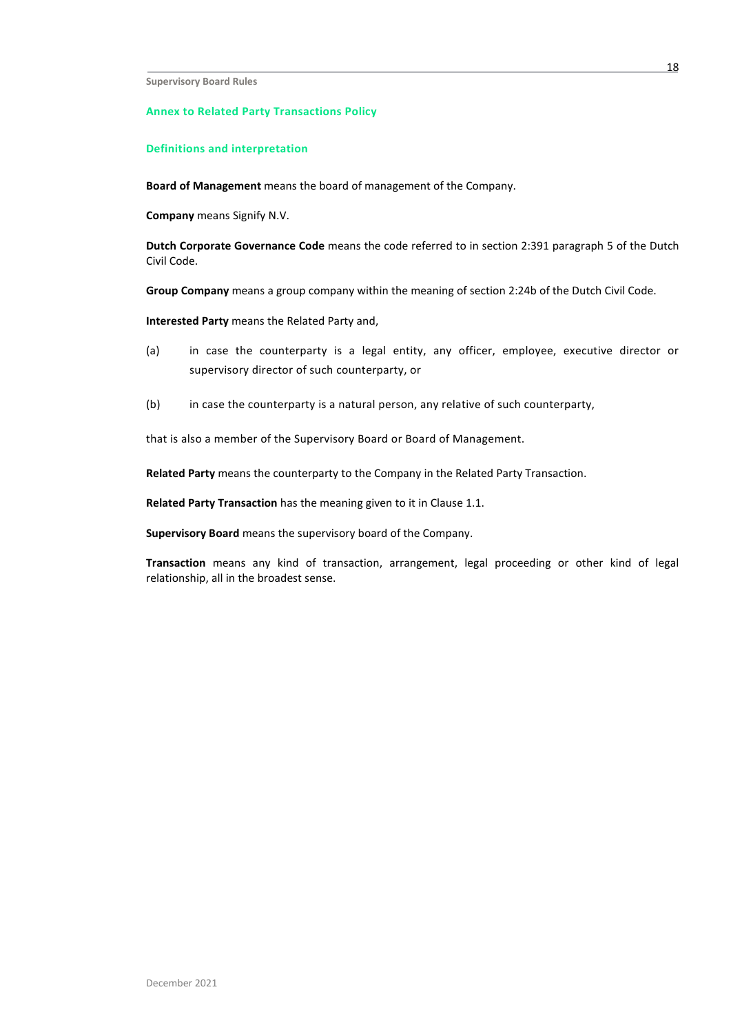## Annex to Related Party Transactions Policy

### Definitions and interpretation

**Board of Management** means the board of management of the Company.

**Company** means Signify N.V.

**Dutch Corporate Governance Code** means the code referred to in section 2:391 paragraph 5 of the Dutch Civil Code.

**Group Company** means a group company within the meaning of section 2:24b of the Dutch Civil Code.

**Interested Party** means the Related Party and,

(a) in case the counterparty is a legal entity, any officer, employee, executive director or supervisory director of such counterparty, or

(b) in case the counterparty is a natural person, any relative of such counterparty,

that is also a member of the Supervisory Board or Board of Management.

**Related Party** means the counterparty to the Company in the Related Party Transaction.

**Related Party Transaction** has the meaning given to it in Clause 1.1.

**Supervisory Board** means the supervisory board of the Company.

**Transaction** means any kind of transaction, arrangement, legal proceeding or other kind of legal relationship, all in the broadest sense.